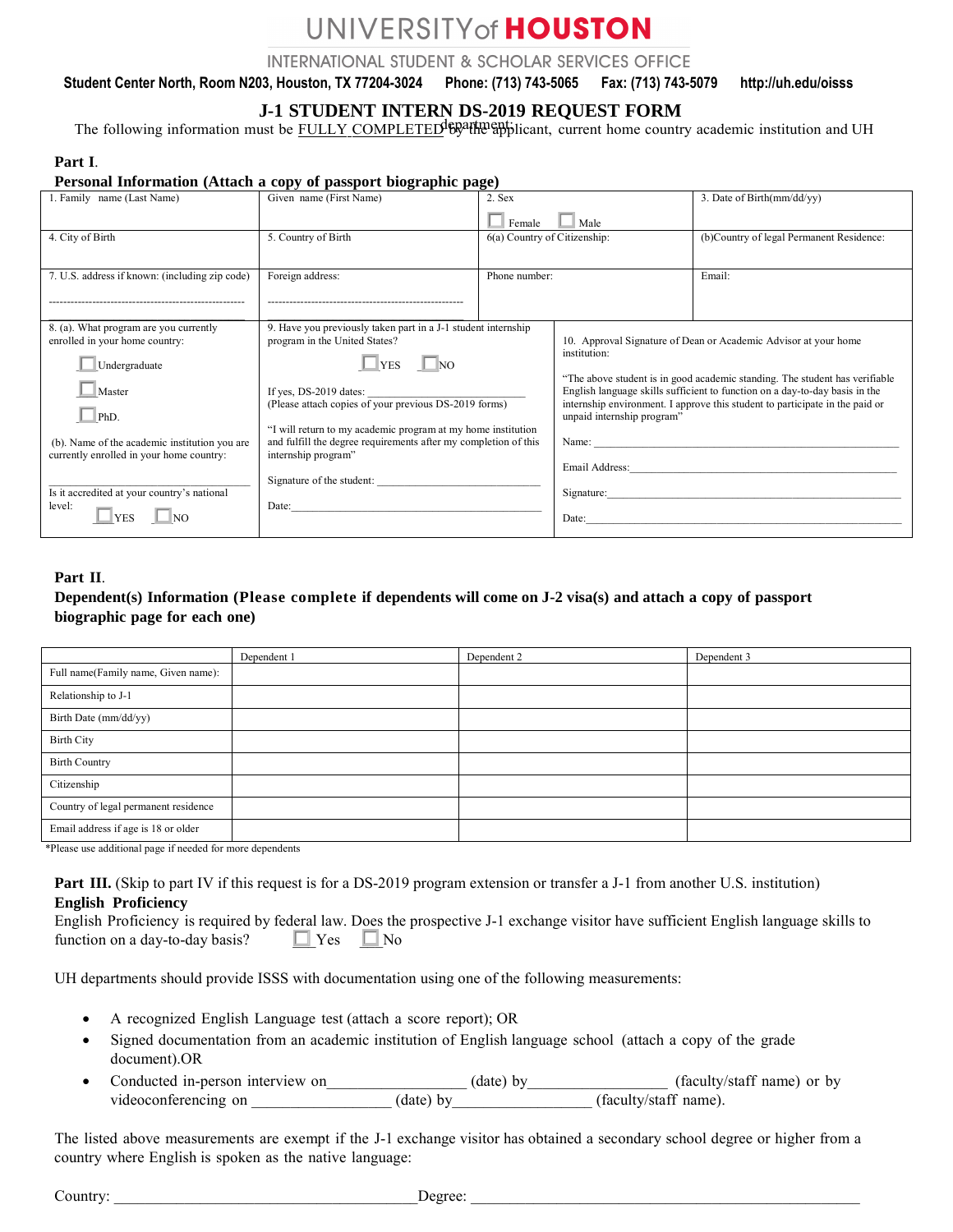# UNIVERSITY of HOUSTON

INTERNATIONAL STUDENT & SCHOLAR SERVICES OFFICE

**Student Center North, Room N203, Houston, TX 77204-3024 Phone: (713) 743-5065 Fax: (713) 743-5079 http://uh.edu/oisss**

## J-1 STUDENT INTERN DS-2019 REQUEST FORM

The following information must be FULLY COMPLETED by the applicant, current home country academic institution and UH department:

**Part I.**

**Personal Information (Attach a copy of passport biographic page)**

| 1. Family name (Last Name) | Given name (First Name) | 2. Sex ☐ Female ☐ Male | 3. Date of Birth(mm/dd/yy) |
|---|---|---|---|
| 4. City of Birth | 5. Country of Birth | 6(a) Country of Citizenship: | (b)Country of legal Permanent Residence: |
| 7. U.S. address if known: (including zip code) ---------------------------------------------------- | Foreign address: ---------------------------------------------------- | Phone number: | Email: |

| 8. (a). What program are you currently enrolled in your home country: ☐ Undergraduate ☐ Master ☐ PhD. (b). Name of the academic institution you are currently enrolled in your home country: ______________________ Is it accredited at your country's national level: ☐ YES ☐ NO | 9. Have you previously taken part in a J-1 student internship program in the United States? ☐ YES ☐ NO If yes, DS-2019 dates: ______________________ (Please attach copies of your previous DS-2019 forms) "I will return to my academic program at my home institution and fulfill the degree requirements after my completion of this internship program" Signature of the student: ______________________ Date: ______________________ | 10. Approval Signature of Dean or Academic Advisor at your home institution: "The above student is in good academic standing. The student has verifiable English language skills sufficient to function on a day-to-day basis in the internship environment. I approve this student to participate in the paid or unpaid internship program" Name: ______________________ Email Address: ______________________ Signature: ______________________ Date: ______________________ |
|---|---|---|

**Part II.**

**Dependent(s) Information (Please complete if dependents will come on J-2 visa(s) and attach a copy of passport biographic page for each one)**

| | Dependent 1 | Dependent 2 | Dependent 3 |
|---|---|---|---|
| Full name(Family name, Given name): | | | |
| Relationship to J-1 | | | |
| Birth Date (mm/dd/yy) | | | |
| Birth City | | | |
| Birth Country | | | |
| Citizenship | | | |
| Country of legal permanent residence | | | |
| Email address if age is 18 or older | | | |

*Please use additional page if needed for more dependents

**Part III.** (Skip to part IV if this request is for a DS-2019 program extension or transfer a J-1 from another U.S. institution)

**English Proficiency**

English Proficiency is required by federal law. Does the prospective J-1 exchange visitor have sufficient English language skills to function on a day-to-day basis? ☐ Yes ☐ No

UH departments should provide ISSS with documentation using one of the following measurements:

- A recognized English Language test (attach a score report); OR
- Signed documentation from an academic institution of English language school (attach a copy of the grade document).OR
- Conducted in-person interview on_________________ (date) by_________________ (faculty/staff name) or by videoconferencing on _________________ (date) by_________________ (faculty/staff name).

The listed above measurements are exempt if the J-1 exchange visitor has obtained a secondary school degree or higher from a country where English is spoken as the native language:

Country: ____________________________________ Degree: ____________________________________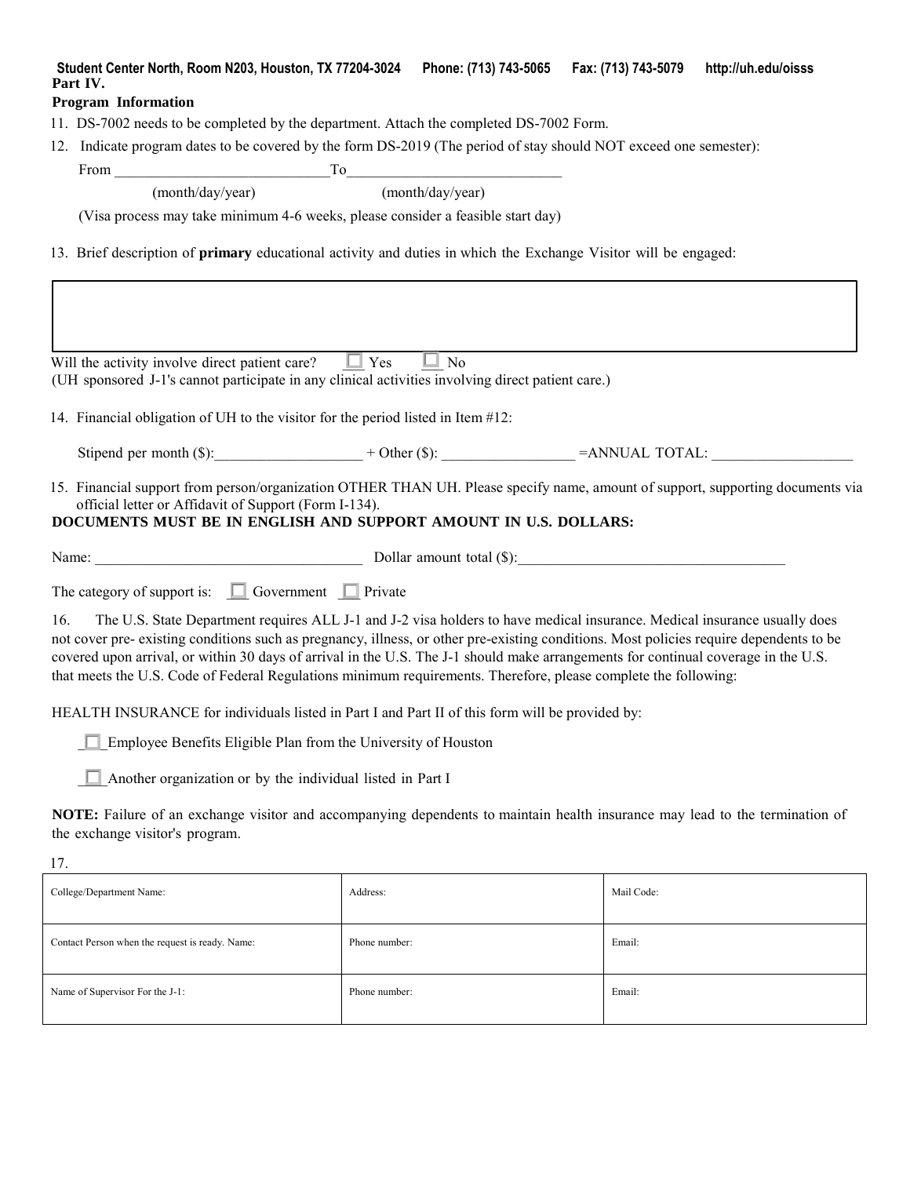Student Center North, Room N203, Houston, TX 77204-3024 Phone: (713) 743-5065 Fax: (713) 743-5079 http://uh.edu/oisss

**Part IV.**

**Program Information**

11. DS-7002 needs to be completed by the department. Attach the completed DS-7002 Form.

12. Indicate program dates to be covered by the form DS-2019 (The period of stay should NOT exceed one semester):

    From _____________________________ To _____________________________

    (month/day/year) (month/day/year)

    (Visa process may take minimum 4-6 weeks, please consider a feasible start day)

13. Brief description of **primary** educational activity and duties in which the Exchange Visitor will be engaged:

Will the activity involve direct patient care? ☐ Yes ☐ No

(UH sponsored J-1's cannot participate in any clinical activities involving direct patient care.)

14. Financial obligation of UH to the visitor for the period listed in Item #12:

    Stipend per month ($):___________________ + Other ($): _________________ =ANNUAL TOTAL: __________________

15. Financial support from person/organization OTHER THAN UH. Please specify name, amount of support, supporting documents via official letter or Affidavit of Support (Form I-134).

**DOCUMENTS MUST BE IN ENGLISH AND SUPPORT AMOUNT IN U.S. DOLLARS:**

Name: ___________________________________ Dollar amount total ($):____________________________________

The category of support is: ☐ Government ☐ Private

16. The U.S. State Department requires ALL J-1 and J-2 visa holders to have medical insurance. Medical insurance usually does not cover pre- existing conditions such as pregnancy, illness, or other pre-existing conditions. Most policies require dependents to be covered upon arrival, or within 30 days of arrival in the U.S. The J-1 should make arrangements for continual coverage in the U.S. that meets the U.S. Code of Federal Regulations minimum requirements. Therefore, please complete the following:

HEALTH INSURANCE for individuals listed in Part I and Part II of this form will be provided by:

☐ Employee Benefits Eligible Plan from the University of Houston

☐ Another organization or by the individual listed in Part I

**NOTE:** Failure of an exchange visitor and accompanying dependents to maintain health insurance may lead to the termination of the exchange visitor's program.

17.

| College/Department Name: | Address: | Mail Code: |
|---|---|---|
| Contact Person when the request is ready. Name: | Phone number: | Email: |
| Name of Supervisor For the J-1: | Phone number: | Email: |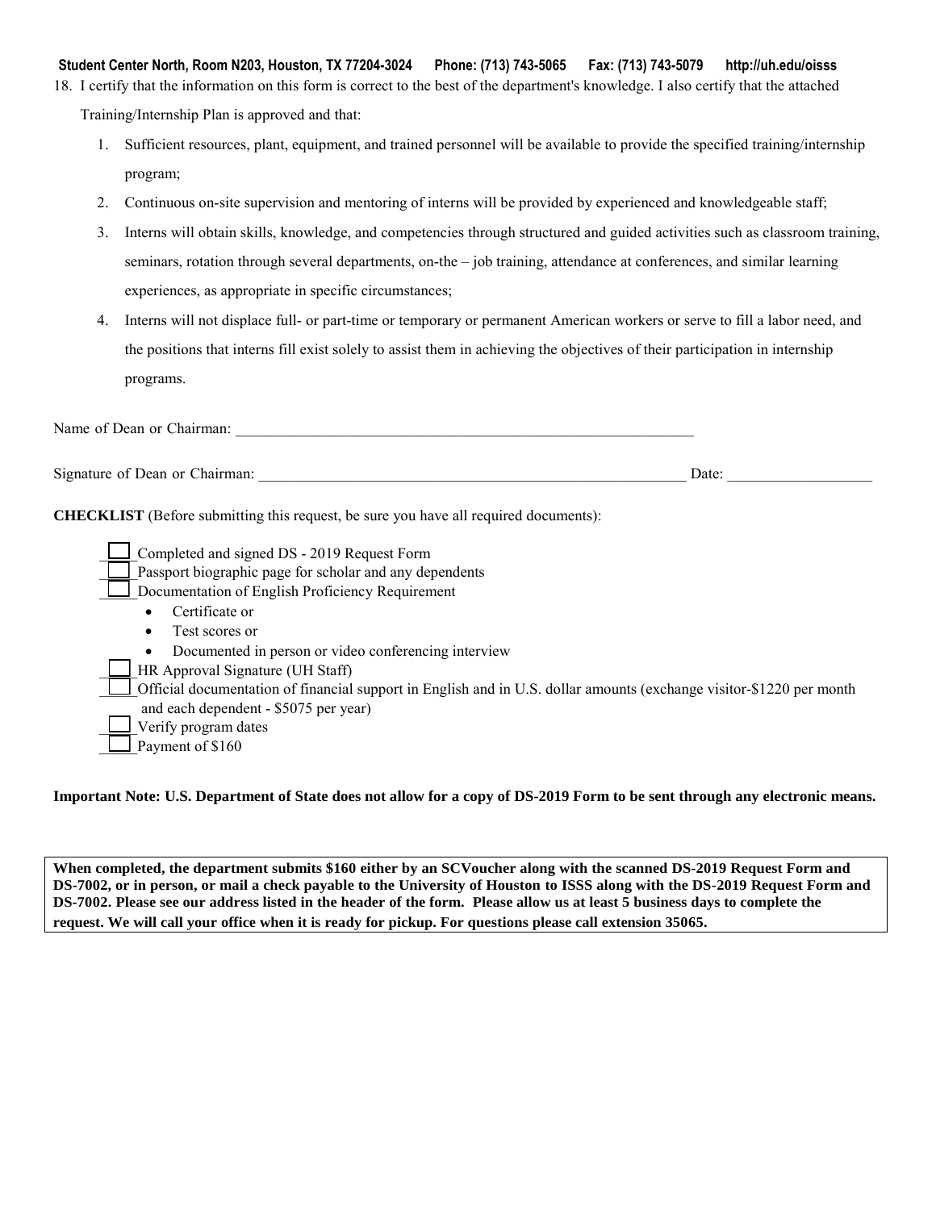18. I certify that the information on this form is correct to the best of the department's knowledge. I also certify that the attached Training/Internship Plan is approved and that:

    1. Sufficient resources, plant, equipment, and trained personnel will be available to provide the specified training/internship program;
    2. Continuous on-site supervision and mentoring of interns will be provided by experienced and knowledgeable staff;
    3. Interns will obtain skills, knowledge, and competencies through structured and guided activities such as classroom training, seminars, rotation through several departments, on-the – job training, attendance at conferences, and similar learning experiences, as appropriate in specific circumstances;
    4. Interns will not displace full- or part-time or temporary or permanent American workers or serve to fill a labor need, and the positions that interns fill exist solely to assist them in achieving the objectives of their participation in internship programs.

Name of Dean or Chairman: ______________________________________________________________

Signature of Dean or Chairman: _________________________________________________________ Date: ___________________

**CHECKLIST** (Before submitting this request, be sure you have all required documents):

- ☐ Completed and signed DS - 2019 Request Form
- ☐ Passport biographic page for scholar and any dependents
- ☐ Documentation of English Proficiency Requirement
  - Certificate or
  - Test scores or
  - Documented in person or video conferencing interview
- ☐ HR Approval Signature (UH Staff)
- ☐ Official documentation of financial support in English and in U.S. dollar amounts (exchange visitor-$1220 per month and each dependent - $5075 per year)
- ☐ Verify program dates
- ☐ Payment of $160

**Important Note: U.S. Department of State does not allow for a copy of DS-2019 Form to be sent through any electronic means.**

**When completed, the department submits $160 either by an SCVoucher along with the scanned DS-2019 Request Form and DS-7002, or in person, or mail a check payable to the University of Houston to ISSS along with the DS-2019 Request Form and DS-7002. Please see our address listed in the header of the form. Please allow us at least 5 business days to complete the request. We will call your office when it is ready for pickup. For questions please call extension 35065.**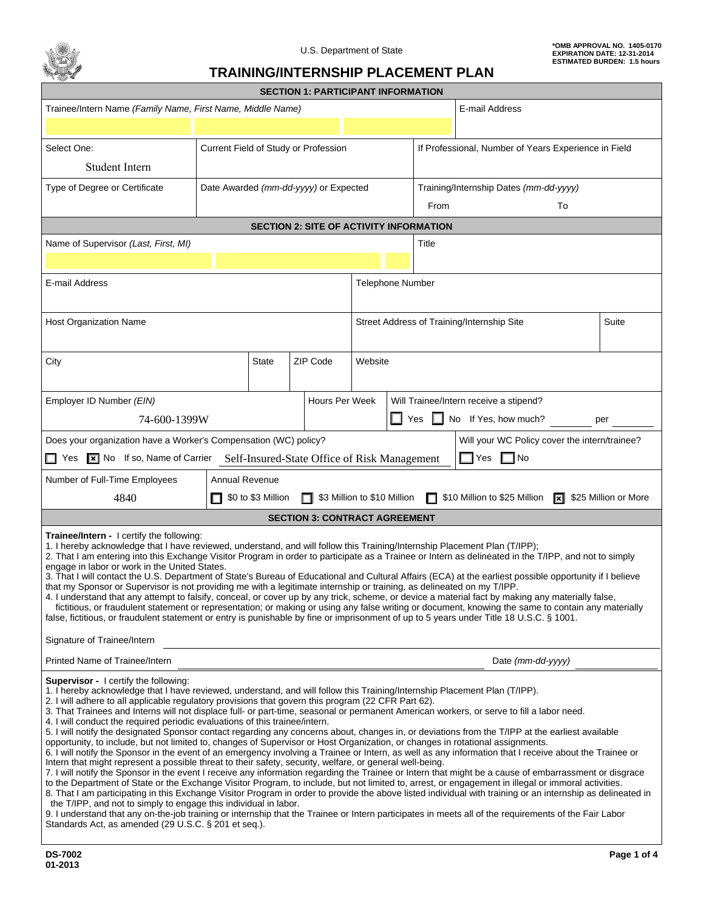U.S. Department of State

*OMB APPROVAL NO. 1405-0170
EXPIRATION DATE: 12-31-2014
ESTIMATED BURDEN: 1.5 hours

# TRAINING/INTERNSHIP PLACEMENT PLAN

## SECTION 1: PARTICIPANT INFORMATION

| Trainee/Intern Name *(Family Name, First Name, Middle Name)* | | E-mail Address |
|---|---|---|
| | | |

| Select One: | Current Field of Study or Profession | If Professional, Number of Years Experience in Field |
|---|---|---|
| Student Intern | | |

| Type of Degree or Certificate | Date Awarded *(mm-dd-yyyy)* or Expected | Training/Internship Dates *(mm-dd-yyyy)* |
|---|---|---|
| | | From To |

## SECTION 2: SITE OF ACTIVITY INFORMATION

| Name of Supervisor *(Last, First, MI)* | Title |
|---|---|
| | |

| E-mail Address | Telephone Number |
|---|---|
| | |

| Host Organization Name | Street Address of Training/Internship Site | Suite |
|---|---|---|
| | | |

| City | State | ZIP Code | Website |
|---|---|---|---|
| | | | |

| Employer ID Number *(EIN)* | Hours Per Week | Will Trainee/Intern receive a stipend? |
|---|---|---|
| 74-600-1399W | | ☐ Yes ☐ No If Yes, how much? ______ per ______ |

| Does your organization have a Worker's Compensation (WC) policy? | Will your WC Policy cover the intern/trainee? |
|---|---|
| ☐ Yes ☒ No If so, Name of Carrier Self-Insured-State Office of Risk Management | ☐ Yes ☐ No |

| Number of Full-Time Employees | Annual Revenue |
|---|---|
| 4840 | ☐ $0 to $3 Million ☐ $3 Million to $10 Million ☐ $10 Million to $25 Million ☒ $25 Million or More |

## SECTION 3: CONTRACT AGREEMENT

**Trainee/Intern -** I certify the following:

1. I hereby acknowledge that I have reviewed, understand, and will follow this Training/Internship Placement Plan (T/IPP);
2. That I am entering into this Exchange Visitor Program in order to participate as a Trainee or Intern as delineated in the T/IPP, and not to simply engage in labor or work in the United States.
3. That I will contact the U.S. Department of State's Bureau of Educational and Cultural Affairs (ECA) at the earliest possible opportunity if I believe that my Sponsor or Supervisor is not providing me with a legitimate internship or training, as delineated on my T/IPP.
4. I understand that any attempt to falsify, conceal, or cover up by any trick, scheme, or device a material fact by making any materially false, fictitious, or fraudulent statement or representation; or making or using any false writing or document, knowing the same to contain any materially false, fictitious, or fraudulent statement or entry is punishable by fine or imprisonment of up to 5 years under Title 18 U.S.C. § 1001.

Signature of Trainee/Intern ______________________________

Printed Name of Trainee/Intern ______________________________ Date *(mm-dd-yyyy)* ______________

**Supervisor -** I certify the following:

1. I hereby acknowledge that I have reviewed, understand, and will follow this Training/Internship Placement Plan (T/IPP).
2. I will adhere to all applicable regulatory provisions that govern this program (22 CFR Part 62).
3. That Trainees and Interns will not displace full- or part-time, seasonal or permanent American workers, or serve to fill a labor need.
4. I will conduct the required periodic evaluations of this trainee/intern.
5. I will notify the designated Sponsor contact regarding any concerns about, changes in, or deviations from the T/IPP at the earliest available opportunity, to include, but not limited to, changes of Supervisor or Host Organization, or changes in rotational assignments.
6. I will notify the Sponsor in the event of an emergency involving a Trainee or Intern, as well as any information that I receive about the Trainee or Intern that might represent a possible threat to their safety, security, welfare, or general well-being.
7. I will notify the Sponsor in the event I receive any information regarding the Trainee or Intern that might be a cause of embarrassment or disgrace to the Department of State or the Exchange Visitor Program, to include, but not limited to, arrest, or engagement in illegal or immoral activities.
8. That I am participating in this Exchange Visitor Program in order to provide the above listed individual with training or an internship as delineated in the T/IPP, and not to simply engage this individual in labor.
9. I understand that any on-the-job training or internship that the Trainee or Intern participates in meets all of the requirements of the Fair Labor Standards Act, as amended (29 U.S.C. § 201 et seq.).

DS-7002
01-2013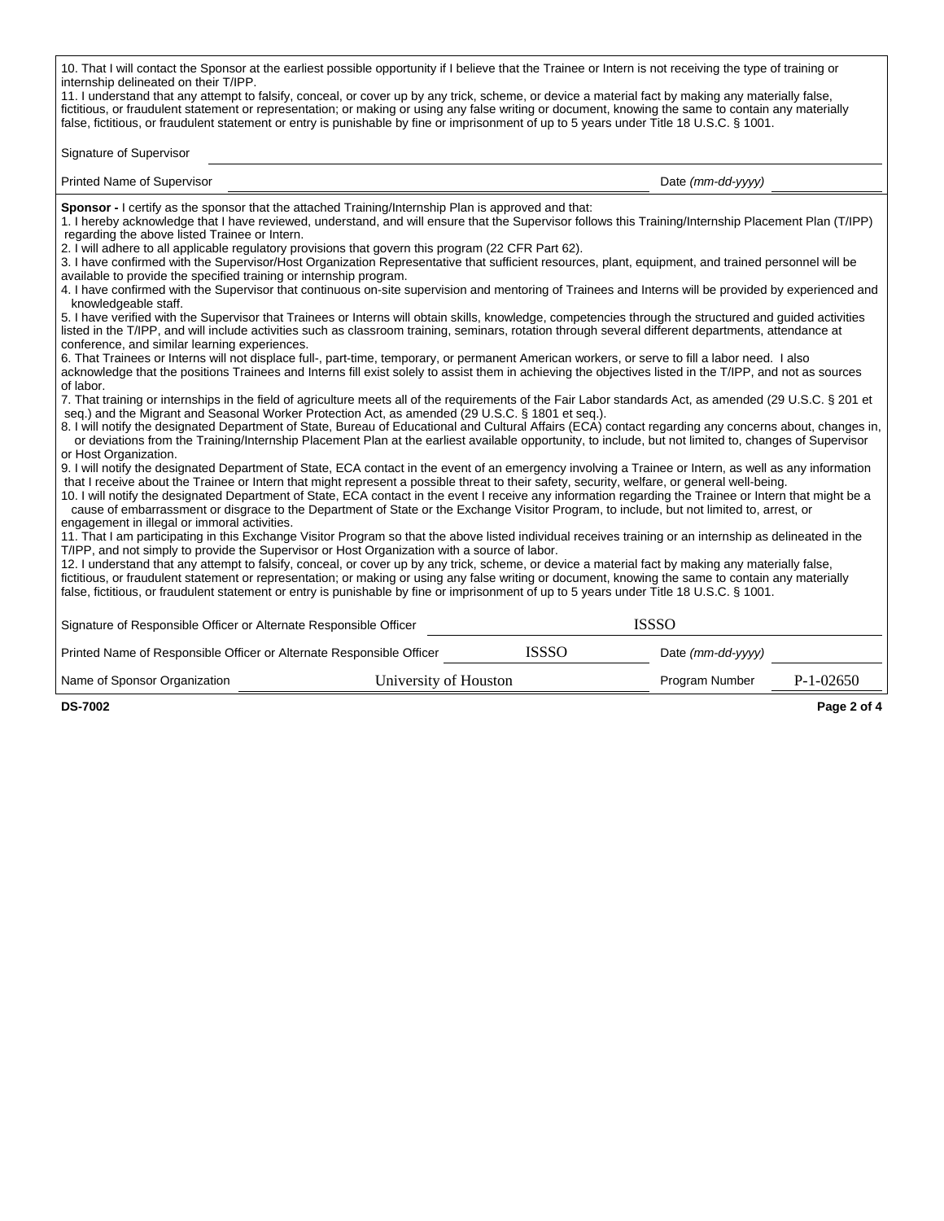10. That I will contact the Sponsor at the earliest possible opportunity if I believe that the Trainee or Intern is not receiving the type of training or internship delineated on their T/IPP.

11. I understand that any attempt to falsify, conceal, or cover up by any trick, scheme, or device a material fact by making any materially false, fictitious, or fraudulent statement or representation; or making or using any false writing or document, knowing the same to contain any materially false, fictitious, or fraudulent statement or entry is punishable by fine or imprisonment of up to 5 years under Title 18 U.S.C. § 1001.

Signature of Supervisor ____________________

Printed Name of Supervisor ____________________ Date *(mm-dd-yyyy)* ____________

**Sponsor -** I certify as the sponsor that the attached Training/Internship Plan is approved and that:

1. I hereby acknowledge that I have reviewed, understand, and will ensure that the Supervisor follows this Training/Internship Placement Plan (T/IPP) regarding the above listed Trainee or Intern.
2. I will adhere to all applicable regulatory provisions that govern this program (22 CFR Part 62).
3. I have confirmed with the Supervisor/Host Organization Representative that sufficient resources, plant, equipment, and trained personnel will be available to provide the specified training or internship program.
4. I have confirmed with the Supervisor that continuous on-site supervision and mentoring of Trainees and Interns will be provided by experienced and knowledgeable staff.
5. I have verified with the Supervisor that Trainees or Interns will obtain skills, knowledge, competencies through the structured and guided activities listed in the T/IPP, and will include activities such as classroom training, seminars, rotation through several different departments, attendance at conference, and similar learning experiences.
6. That Trainees or Interns will not displace full-, part-time, temporary, or permanent American workers, or serve to fill a labor need. I also acknowledge that the positions Trainees and Interns fill exist solely to assist them in achieving the objectives listed in the T/IPP, and not as sources of labor.
7. That training or internships in the field of agriculture meets all of the requirements of the Fair Labor standards Act, as amended (29 U.S.C. § 201 et seq.) and the Migrant and Seasonal Worker Protection Act, as amended (29 U.S.C. § 1801 et seq.).
8. I will notify the designated Department of State, Bureau of Educational and Cultural Affairs (ECA) contact regarding any concerns about, changes in, or deviations from the Training/Internship Placement Plan at the earliest available opportunity, to include, but not limited to, changes of Supervisor or Host Organization.
9. I will notify the designated Department of State, ECA contact in the event of an emergency involving a Trainee or Intern, as well as any information that I receive about the Trainee or Intern that might represent a possible threat to their safety, security, welfare, or general well-being.
10. I will notify the designated Department of State, ECA contact in the event I receive any information regarding the Trainee or Intern that might be a cause of embarrassment or disgrace to the Department of State or the Exchange Visitor Program, to include, but not limited to, arrest, or engagement in illegal or immoral activities.
11. That I am participating in this Exchange Visitor Program so that the above listed individual receives training or an internship as delineated in the T/IPP, and not simply to provide the Supervisor or Host Organization with a source of labor.
12. I understand that any attempt to falsify, conceal, or cover up by any trick, scheme, or device a material fact by making any materially false, fictitious, or fraudulent statement or representation; or making or using any false writing or document, knowing the same to contain any materially false, fictitious, or fraudulent statement or entry is punishable by fine or imprisonment of up to 5 years under Title 18 U.S.C. § 1001.

Signature of Responsible Officer or Alternate Responsible Officer: ISSSO

Printed Name of Responsible Officer or Alternate Responsible Officer: ISSSO Date *(mm-dd-yyyy)* ____________

Name of Sponsor Organization: University of Houston Program Number: P-1-02650

**DS-7002**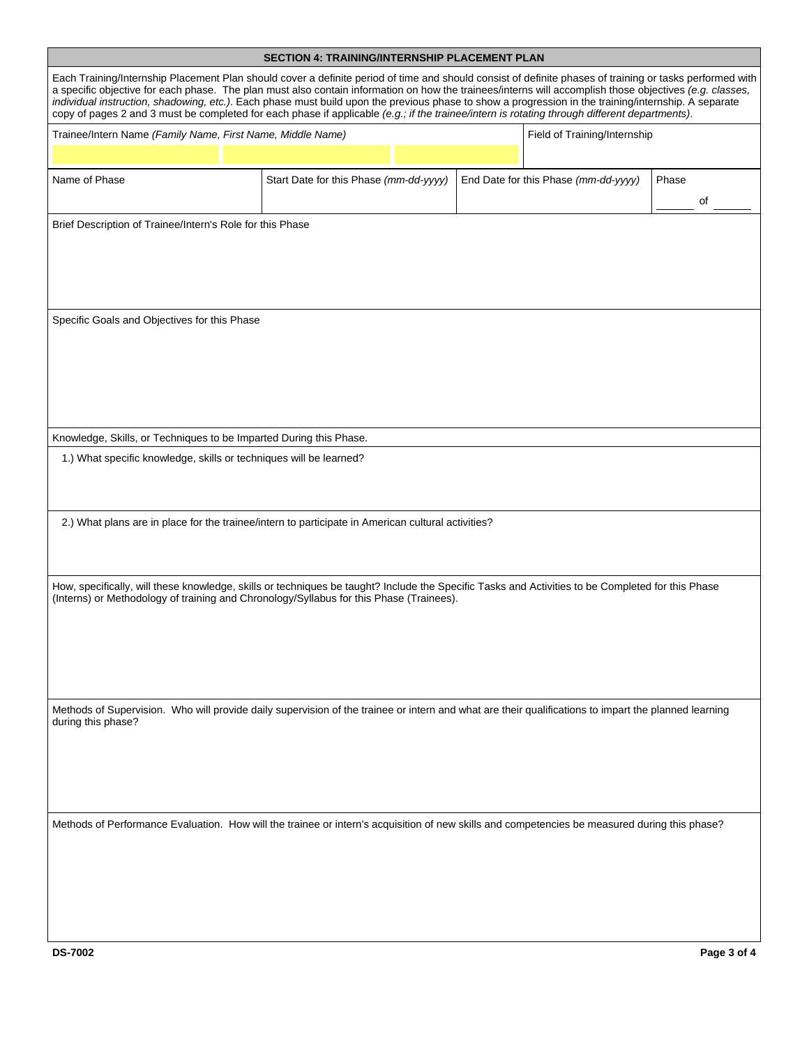## SECTION 4: TRAINING/INTERNSHIP PLACEMENT PLAN

Each Training/Internship Placement Plan should cover a definite period of time and should consist of definite phases of training or tasks performed with a specific objective for each phase. The plan must also contain information on how the trainees/interns will accomplish those objectives *(e.g. classes, individual instruction, shadowing, etc.)*. Each phase must build upon the previous phase to show a progression in the training/internship. A separate copy of pages 2 and 3 must be completed for each phase if applicable *(e.g.; if the trainee/intern is rotating through different departments)*.

| Trainee/Intern Name *(Family Name, First Name, Middle Name)* | | | Field of Training/Internship |
|---|---|---|---|
| | | | |

| Name of Phase | Start Date for this Phase *(mm-dd-yyyy)* | End Date for this Phase *(mm-dd-yyyy)* | Phase ______ of ______ |
|---|---|---|---|
| | | | |

Brief Description of Trainee/Intern's Role for this Phase

Specific Goals and Objectives for this Phase

Knowledge, Skills, or Techniques to be Imparted During this Phase.

1.) What specific knowledge, skills or techniques will be learned?

2.) What plans are in place for the trainee/intern to participate in American cultural activities?

How, specifically, will these knowledge, skills or techniques be taught? Include the Specific Tasks and Activities to be Completed for this Phase (Interns) or Methodology of training and Chronology/Syllabus for this Phase (Trainees).

Methods of Supervision. Who will provide daily supervision of the trainee or intern and what are their qualifications to impart the planned learning during this phase?

Methods of Performance Evaluation. How will the trainee or intern's acquisition of new skills and competencies be measured during this phase?

DS-7002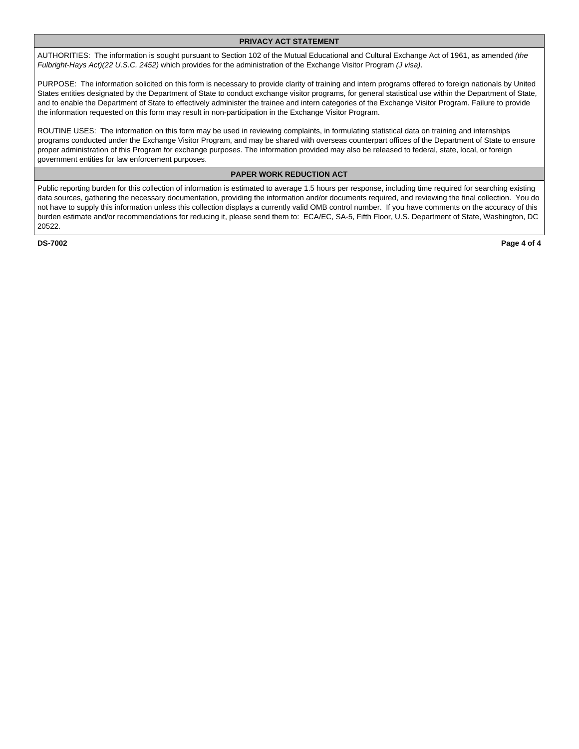## PRIVACY ACT STATEMENT

AUTHORITIES: The information is sought pursuant to Section 102 of the Mutual Educational and Cultural Exchange Act of 1961, as amended *(the Fulbright-Hays Act)(22 U.S.C. 2452)* which provides for the administration of the Exchange Visitor Program *(J visa)*.

PURPOSE: The information solicited on this form is necessary to provide clarity of training and intern programs offered to foreign nationals by United States entities designated by the Department of State to conduct exchange visitor programs, for general statistical use within the Department of State, and to enable the Department of State to effectively administer the trainee and intern categories of the Exchange Visitor Program. Failure to provide the information requested on this form may result in non-participation in the Exchange Visitor Program.

ROUTINE USES: The information on this form may be used in reviewing complaints, in formulating statistical data on training and internships programs conducted under the Exchange Visitor Program, and may be shared with overseas counterpart offices of the Department of State to ensure proper administration of this Program for exchange purposes. The information provided may also be released to federal, state, local, or foreign government entities for law enforcement purposes.

## PAPER WORK REDUCTION ACT

Public reporting burden for this collection of information is estimated to average 1.5 hours per response, including time required for searching existing data sources, gathering the necessary documentation, providing the information and/or documents required, and reviewing the final collection. You do not have to supply this information unless this collection displays a currently valid OMB control number. If you have comments on the accuracy of this burden estimate and/or recommendations for reducing it, please send them to: ECA/EC, SA-5, Fifth Floor, U.S. Department of State, Washington, DC 20522.